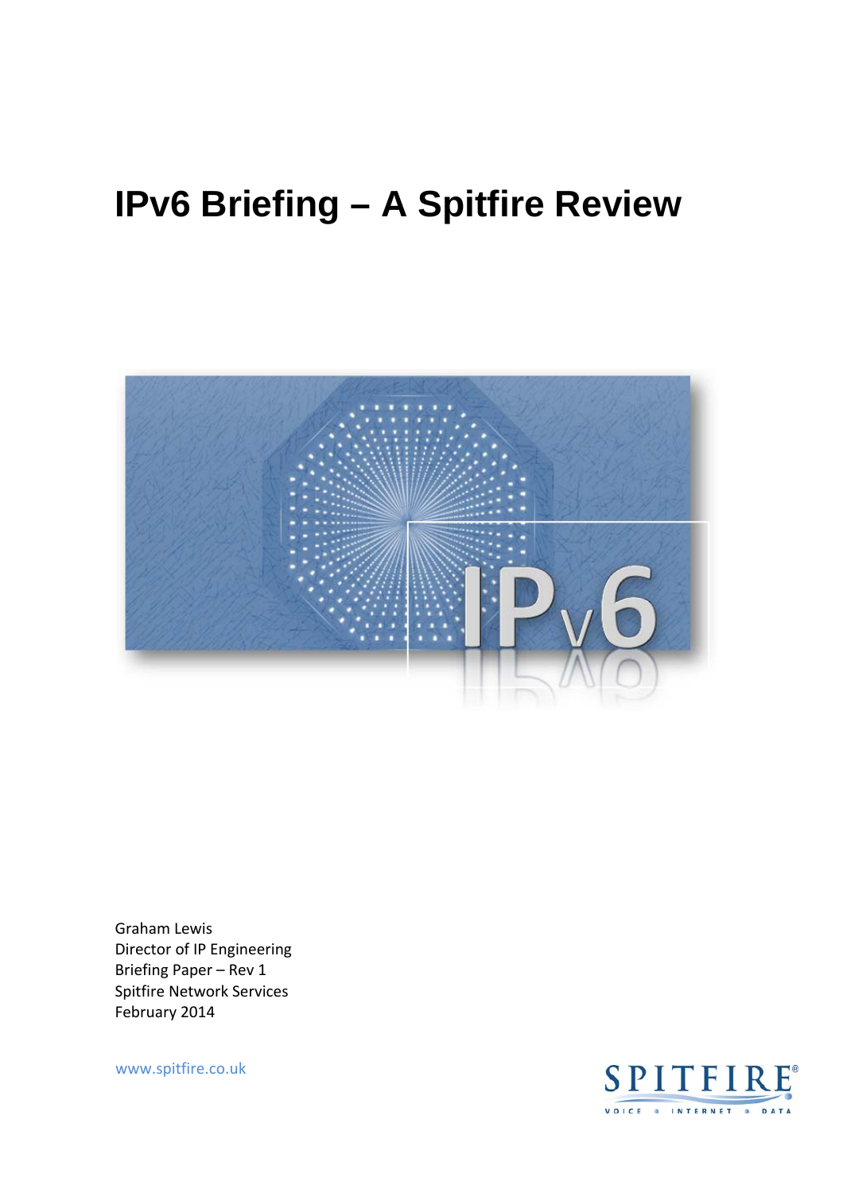# IPv6 Briefing – A Spitfire Review

Graham Lewis
Director of IP Engineering
Briefing Paper – Rev 1
Spitfire Network Services
February 2014

www.spitfire.co.uk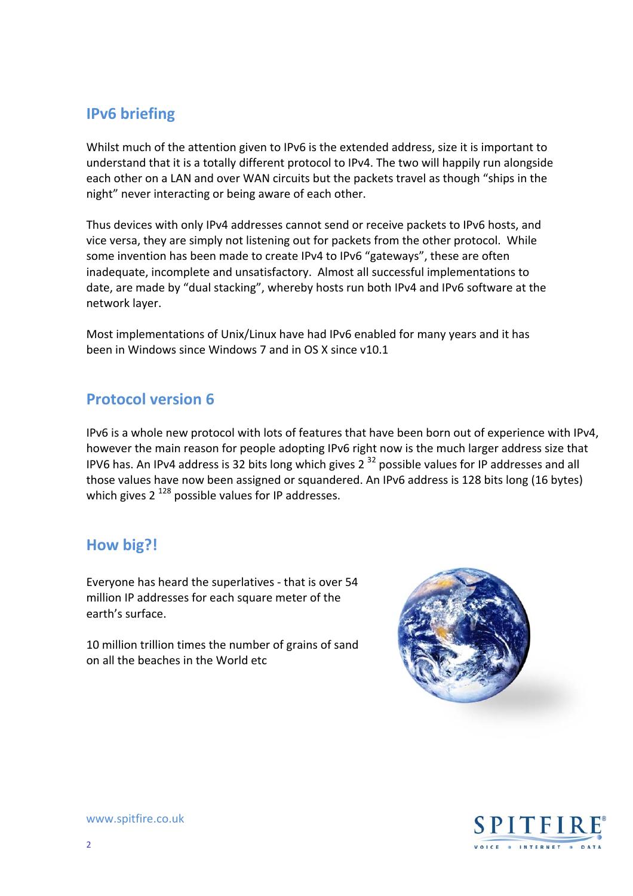## IPv6 briefing

Whilst much of the attention given to IPv6 is the extended address, size it is important to understand that it is a totally different protocol to IPv4. The two will happily run alongside each other on a LAN and over WAN circuits but the packets travel as though "ships in the night" never interacting or being aware of each other.

Thus devices with only IPv4 addresses cannot send or receive packets to IPv6 hosts, and vice versa, they are simply not listening out for packets from the other protocol. While some invention has been made to create IPv4 to IPv6 "gateways", these are often inadequate, incomplete and unsatisfactory. Almost all successful implementations to date, are made by "dual stacking", whereby hosts run both IPv4 and IPv6 software at the network layer.

Most implementations of Unix/Linux have had IPv6 enabled for many years and it has been in Windows since Windows 7 and in OS X since v10.1

## Protocol version 6

IPv6 is a whole new protocol with lots of features that have been born out of experience with IPv4, however the main reason for people adopting IPv6 right now is the much larger address size that IPV6 has. An IPv4 address is 32 bits long which gives $2^{32}$ possible values for IP addresses and all those values have now been assigned or squandered. An IPv6 address is 128 bits long (16 bytes) which gives $2^{128}$ possible values for IP addresses.

## How big?!

Everyone has heard the superlatives - that is over 54 million IP addresses for each square meter of the earth's surface.

10 million trillion times the number of grains of sand on all the beaches in the World etc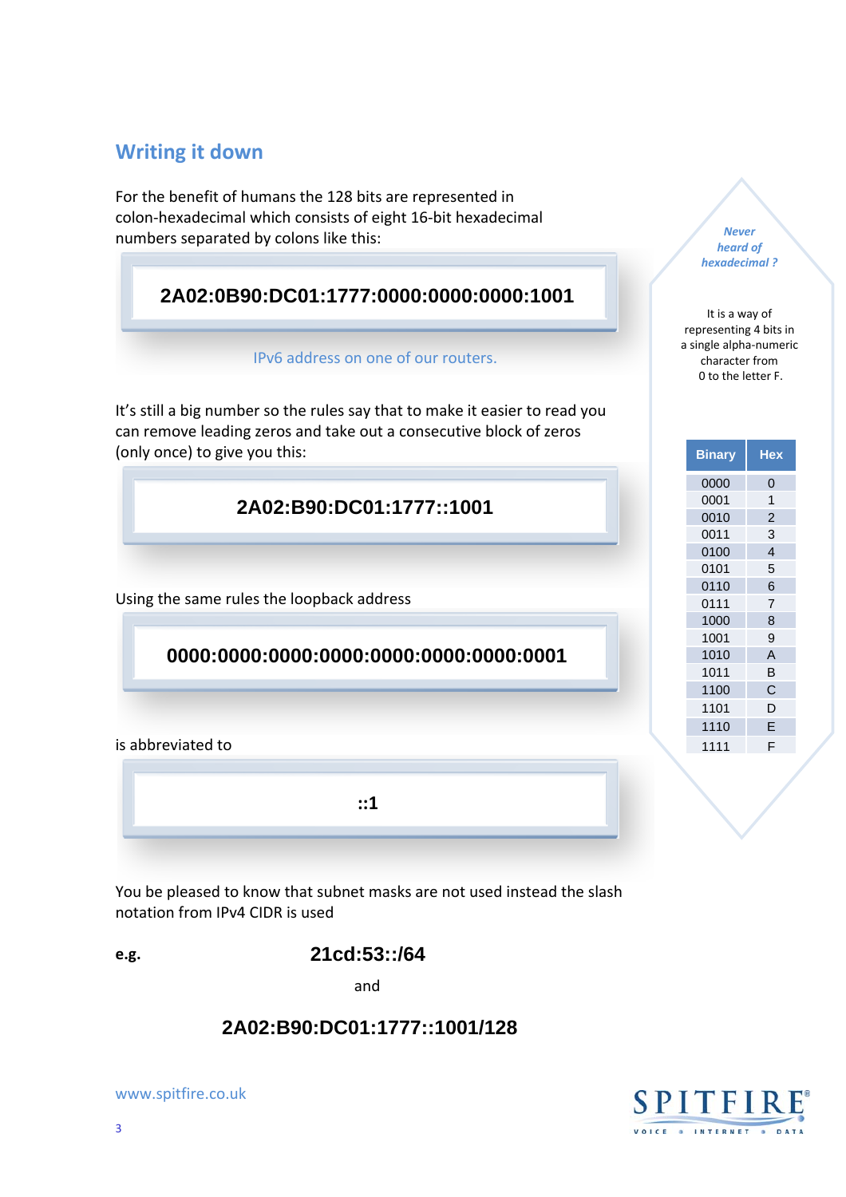## Writing it down

For the benefit of humans the 128 bits are represented in colon-hexadecimal which consists of eight 16-bit hexadecimal numbers separated by colons like this:

**2A02:0B90:DC01:1777:0000:0000:0000:1001**

IPv6 address on one of our routers.

It's still a big number so the rules say that to make it easier to read you can remove leading zeros and take out a consecutive block of zeros (only once) to give you this:

**2A02:B90:DC01:1777::1001**

Using the same rules the loopback address

**0000:0000:0000:0000:0000:0000:0000:0001**

is abbreviated to

**::1**

You be pleased to know that subnet masks are not used instead the slash notation from IPv4 CIDR is used

**e.g.** **21cd:53::/64**

and

**2A02:B90:DC01:1777::1001/128**

***Never heard of hexadecimal ?***

It is a way of representing 4 bits in a single alpha-numeric character from 0 to the letter F.

| Binary | Hex |
|---|---|
| 0000 | 0 |
| 0001 | 1 |
| 0010 | 2 |
| 0011 | 3 |
| 0100 | 4 |
| 0101 | 5 |
| 0110 | 6 |
| 0111 | 7 |
| 1000 | 8 |
| 1001 | 9 |
| 1010 | A |
| 1011 | B |
| 1100 | C |
| 1101 | D |
| 1110 | E |
| 1111 | F |

www.spitfire.co.uk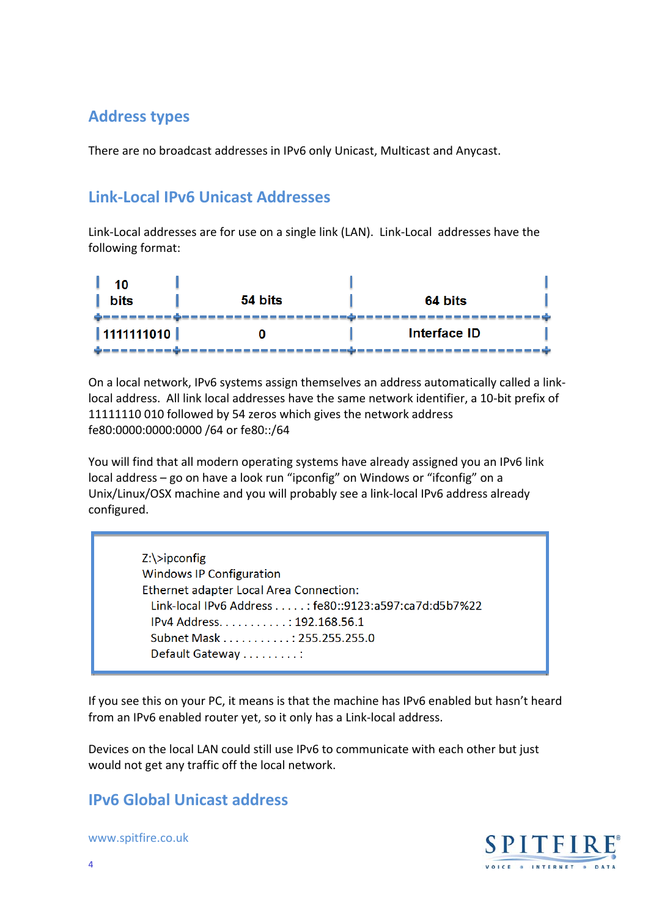## Address types

There are no broadcast addresses in IPv6 only Unicast, Multicast and Anycast.

## Link-Local IPv6 Unicast Addresses

Link-Local addresses are for use on a single link (LAN). Link-Local addresses have the following format:

| 10 bits | 54 bits | 64 bits |
|---|---|---|
| 1111111010 | 0 | Interface ID |

On a local network, IPv6 systems assign themselves an address automatically called a link-local address. All link local addresses have the same network identifier, a 10-bit prefix of 11111110 010 followed by 54 zeros which gives the network address fe80:0000:0000:0000 /64 or fe80::/64

You will find that all modern operating systems have already assigned you an IPv6 link local address – go on have a look run "ipconfig" on Windows or "ifconfig" on a Unix/Linux/OSX machine and you will probably see a link-local IPv6 address already configured.

```
Z:\>ipconfig
Windows IP Configuration
Ethernet adapter Local Area Connection:
  Link-local IPv6 Address . . . . . : fe80::9123:a597:ca7d:d5b7%22
  IPv4 Address. . . . . . . . . . . : 192.168.56.1
  Subnet Mask . . . . . . . . . . . : 255.255.255.0
  Default Gateway . . . . . . . . . :
```

If you see this on your PC, it means is that the machine has IPv6 enabled but hasn't heard from an IPv6 enabled router yet, so it only has a Link-local address.

Devices on the local LAN could still use IPv6 to communicate with each other but just would not get any traffic off the local network.

## IPv6 Global Unicast address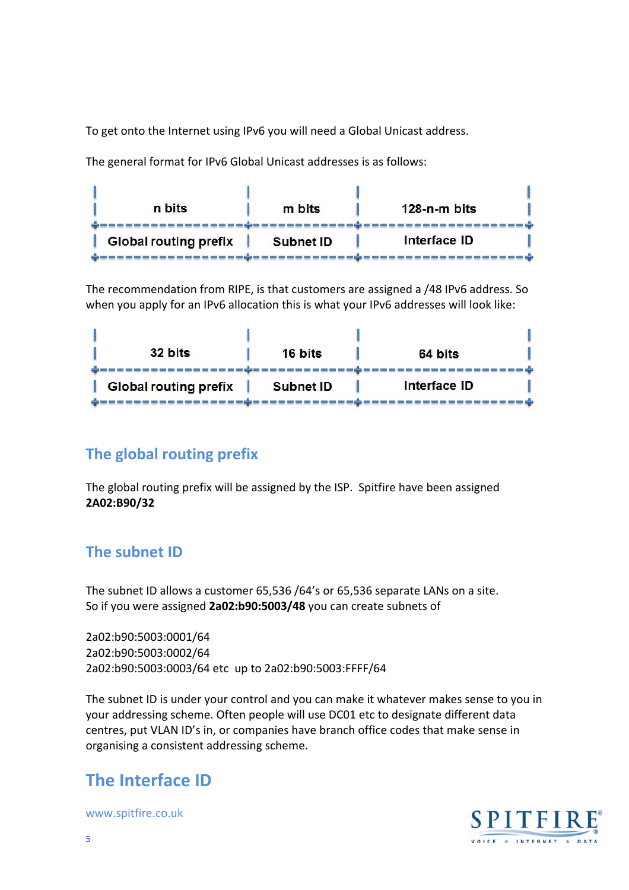To get onto the Internet using IPv6 you will need a Global Unicast address.

The general format for IPv6 Global Unicast addresses is as follows:

| n bits | m bits | 128-n-m bits |
|---|---|---|
| Global routing prefix | Subnet ID | Interface ID |

The recommendation from RIPE, is that customers are assigned a /48 IPv6 address. So when you apply for an IPv6 allocation this is what your IPv6 addresses will look like:

| 32 bits | 16 bits | 64 bits |
|---|---|---|
| Global routing prefix | Subnet ID | Interface ID |

## The global routing prefix

The global routing prefix will be assigned by the ISP. Spitfire have been assigned **2A02:B90/32**

## The subnet ID

The subnet ID allows a customer 65,536 /64's or 65,536 separate LANs on a site.
So if you were assigned **2a02:b90:5003/48** you can create subnets of

2a02:b90:5003:0001/64
2a02:b90:5003:0002/64
2a02:b90:5003:0003/64 etc up to 2a02:b90:5003:FFFF/64

The subnet ID is under your control and you can make it whatever makes sense to you in your addressing scheme. Often people will use DC01 etc to designate different data centres, put VLAN ID's in, or companies have branch office codes that make sense in organising a consistent addressing scheme.

## The Interface ID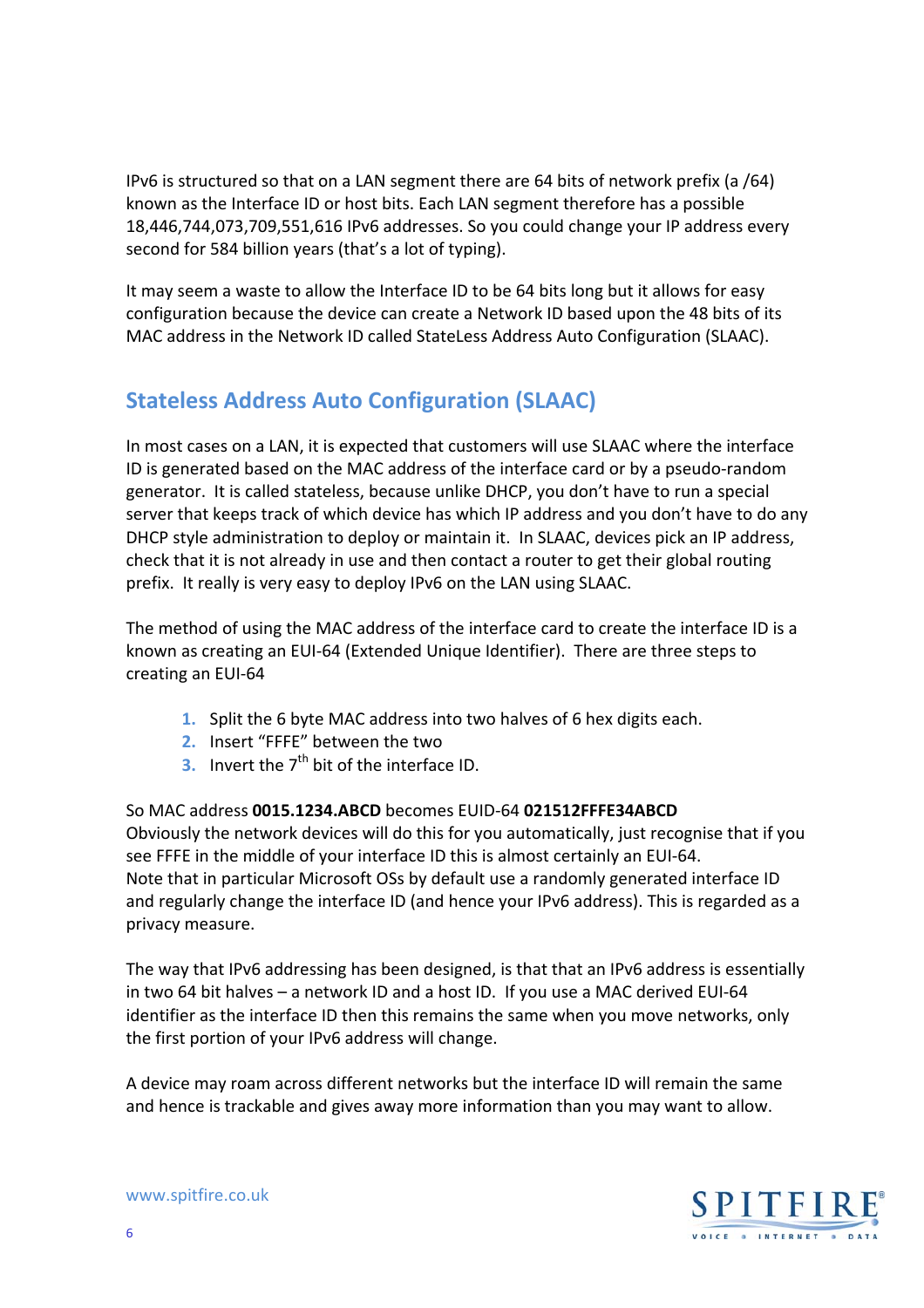IPv6 is structured so that on a LAN segment there are 64 bits of network prefix (a /64) known as the Interface ID or host bits. Each LAN segment therefore has a possible 18,446,744,073,709,551,616 IPv6 addresses. So you could change your IP address every second for 584 billion years (that's a lot of typing).

It may seem a waste to allow the Interface ID to be 64 bits long but it allows for easy configuration because the device can create a Network ID based upon the 48 bits of its MAC address in the Network ID called StateLess Address Auto Configuration (SLAAC).

## Stateless Address Auto Configuration (SLAAC)

In most cases on a LAN, it is expected that customers will use SLAAC where the interface ID is generated based on the MAC address of the interface card or by a pseudo-random generator. It is called stateless, because unlike DHCP, you don't have to run a special server that keeps track of which device has which IP address and you don't have to do any DHCP style administration to deploy or maintain it. In SLAAC, devices pick an IP address, check that it is not already in use and then contact a router to get their global routing prefix. It really is very easy to deploy IPv6 on the LAN using SLAAC.

The method of using the MAC address of the interface card to create the interface ID is a known as creating an EUI-64 (Extended Unique Identifier). There are three steps to creating an EUI-64

1. Split the 6 byte MAC address into two halves of 6 hex digits each.
2. Insert "FFFE" between the two
3. Invert the 7th bit of the interface ID.

So MAC address **0015.1234.ABCD** becomes EUID-64 **021512FFFE34ABCD**
Obviously the network devices will do this for you automatically, just recognise that if you see FFFE in the middle of your interface ID this is almost certainly an EUI-64.
Note that in particular Microsoft OSs by default use a randomly generated interface ID and regularly change the interface ID (and hence your IPv6 address). This is regarded as a privacy measure.

The way that IPv6 addressing has been designed, is that that an IPv6 address is essentially in two 64 bit halves – a network ID and a host ID. If you use a MAC derived EUI-64 identifier as the interface ID then this remains the same when you move networks, only the first portion of your IPv6 address will change.

A device may roam across different networks but the interface ID will remain the same and hence is trackable and gives away more information than you may want to allow.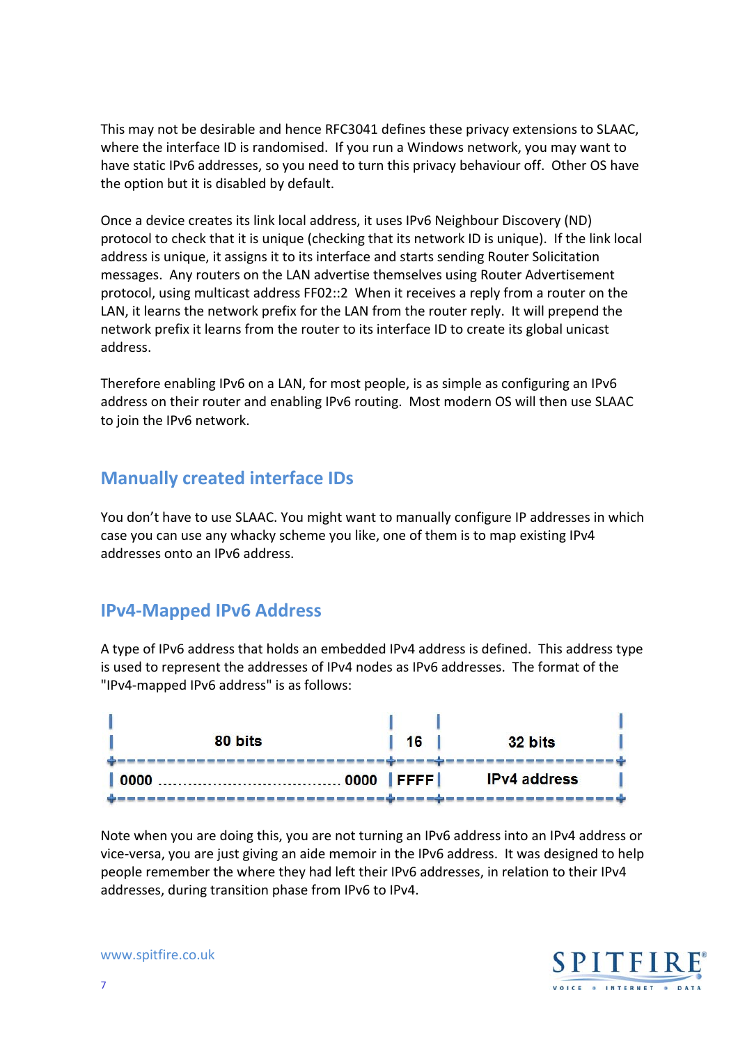This may not be desirable and hence RFC3041 defines these privacy extensions to SLAAC, where the interface ID is randomised. If you run a Windows network, you may want to have static IPv6 addresses, so you need to turn this privacy behaviour off. Other OS have the option but it is disabled by default.

Once a device creates its link local address, it uses IPv6 Neighbour Discovery (ND) protocol to check that it is unique (checking that its network ID is unique). If the link local address is unique, it assigns it to its interface and starts sending Router Solicitation messages. Any routers on the LAN advertise themselves using Router Advertisement protocol, using multicast address FF02::2 When it receives a reply from a router on the LAN, it learns the network prefix for the LAN from the router reply. It will prepend the network prefix it learns from the router to its interface ID to create its global unicast address.

Therefore enabling IPv6 on a LAN, for most people, is as simple as configuring an IPv6 address on their router and enabling IPv6 routing. Most modern OS will then use SLAAC to join the IPv6 network.

## Manually created interface IDs

You don't have to use SLAAC. You might want to manually configure IP addresses in which case you can use any whacky scheme you like, one of them is to map existing IPv4 addresses onto an IPv6 address.

## IPv4-Mapped IPv6 Address

A type of IPv6 address that holds an embedded IPv4 address is defined. This address type is used to represent the addresses of IPv4 nodes as IPv6 addresses. The format of the "IPv4-mapped IPv6 address" is as follows:

```
|                80 bits               | 16 |      32 bits       |
+--------------------------------------+----+--------------------+
|0000 ................................ 0000 |FFFF|    IPv4 address    |
+--------------------------------------+----+--------------------+
```

Note when you are doing this, you are not turning an IPv6 address into an IPv4 address or vice-versa, you are just giving an aide memoir in the IPv6 address. It was designed to help people remember the where they had left their IPv6 addresses, in relation to their IPv4 addresses, during transition phase from IPv6 to IPv4.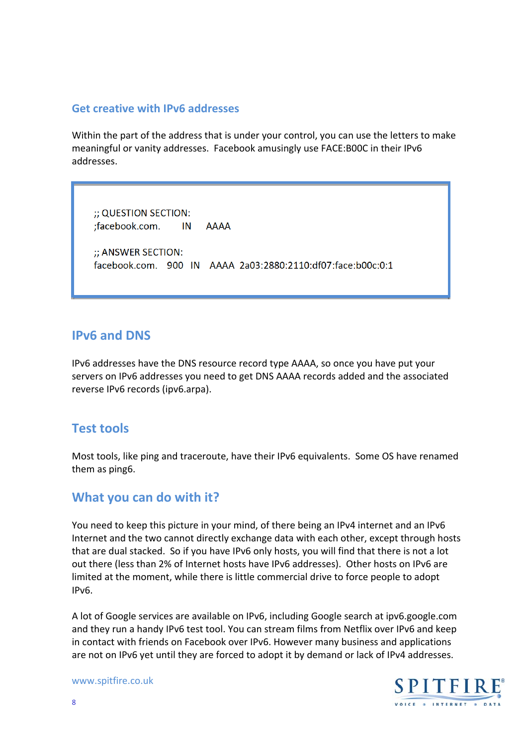## Get creative with IPv6 addresses

Within the part of the address that is under your control, you can use the letters to make meaningful or vanity addresses. Facebook amusingly use FACE:B00C in their IPv6 addresses.

```
;; QUESTION SECTION:
;facebook.com.        IN     AAAA

;; ANSWER SECTION:
facebook.com.   900   IN    AAAA  2a03:2880:2110:df07:face:b00c:0:1
```

## IPv6 and DNS

IPv6 addresses have the DNS resource record type AAAA, so once you have put your servers on IPv6 addresses you need to get DNS AAAA records added and the associated reverse IPv6 records (ipv6.arpa).

## Test tools

Most tools, like ping and traceroute, have their IPv6 equivalents. Some OS have renamed them as ping6.

## What you can do with it?

You need to keep this picture in your mind, of there being an IPv4 internet and an IPv6 Internet and the two cannot directly exchange data with each other, except through hosts that are dual stacked. So if you have IPv6 only hosts, you will find that there is not a lot out there (less than 2% of Internet hosts have IPv6 addresses). Other hosts on IPv6 are limited at the moment, while there is little commercial drive to force people to adopt IPv6.

A lot of Google services are available on IPv6, including Google search at ipv6.google.com and they run a handy IPv6 test tool. You can stream films from Netflix over IPv6 and keep in contact with friends on Facebook over IPv6. However many business and applications are not on IPv6 yet until they are forced to adopt it by demand or lack of IPv4 addresses.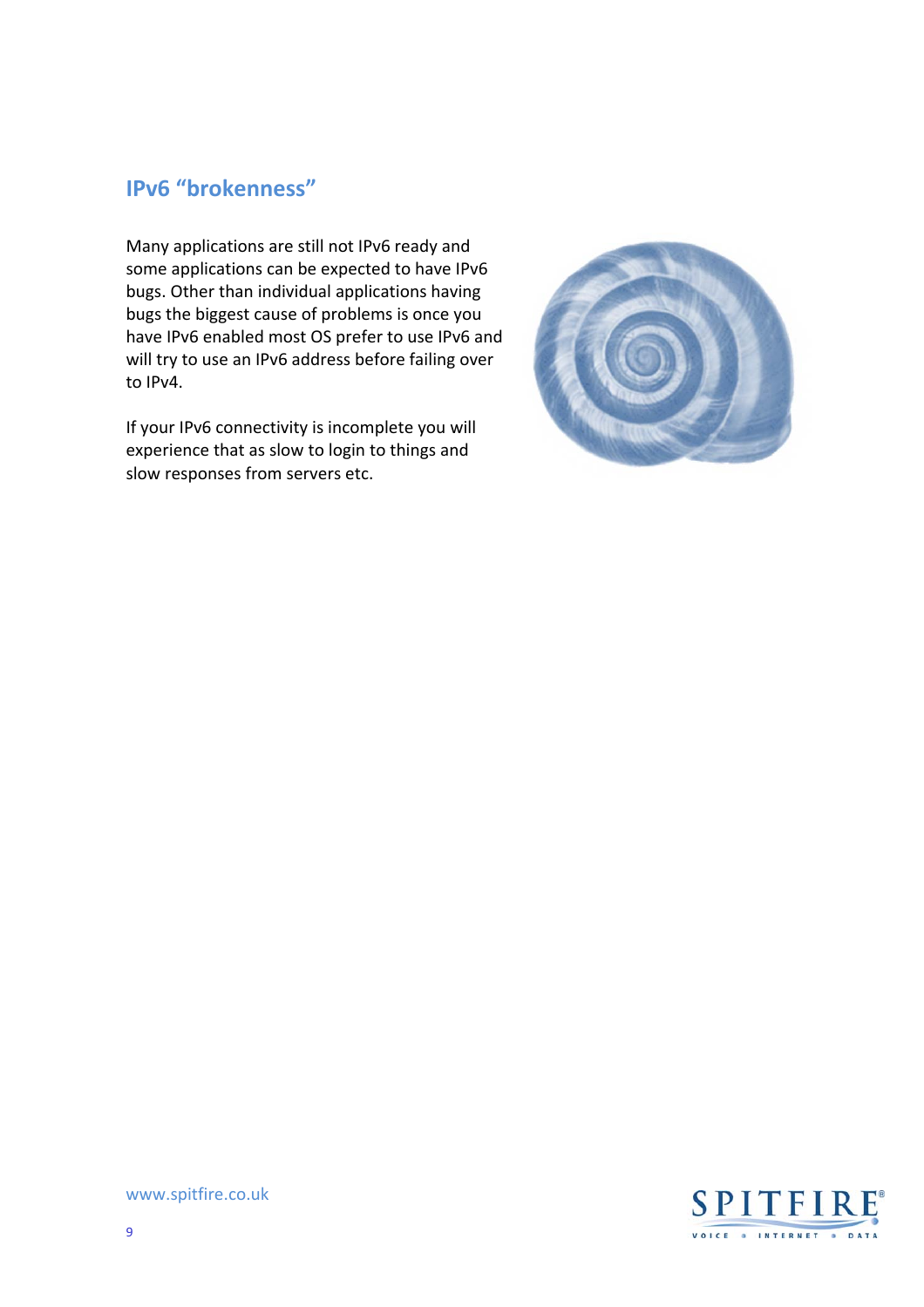## IPv6 "brokenness"

Many applications are still not IPv6 ready and some applications can be expected to have IPv6 bugs. Other than individual applications having bugs the biggest cause of problems is once you have IPv6 enabled most OS prefer to use IPv6 and will try to use an IPv6 address before failing over to IPv4.

If your IPv6 connectivity is incomplete you will experience that as slow to login to things and slow responses from servers etc.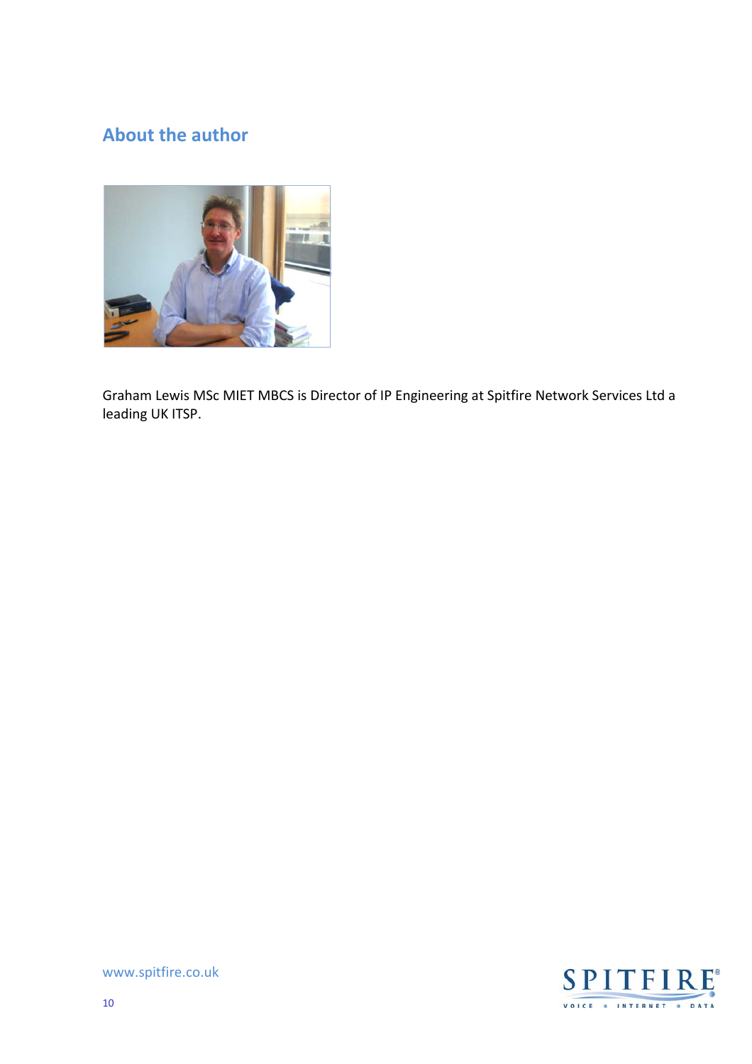## About the author

Graham Lewis MSc MIET MBCS is Director of IP Engineering at Spitfire Network Services Ltd a leading UK ITSP.